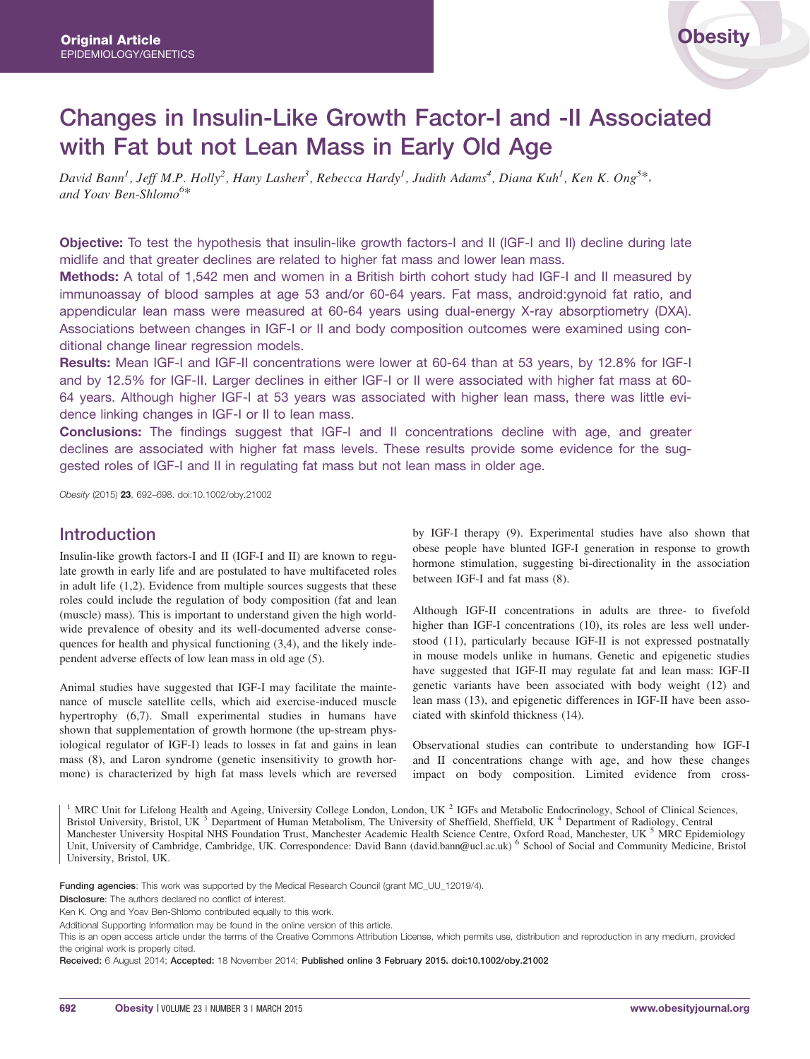Original Article
EPIDEMIOLOGY/GENETICS

# Changes in Insulin-Like Growth Factor-I and -II Associated with Fat but not Lean Mass in Early Old Age

*David Bann[1], Jeff M.P. Holly[2], Hany Lashen[3], Rebecca Hardy[1], Judith Adams[4], Diana Kuh[1], Ken K. Ong[5]\*, and Yoav Ben-Shlomo[6]\**

**Objective:** To test the hypothesis that insulin-like growth factors-I and II (IGF-I and II) decline during late midlife and that greater declines are related to higher fat mass and lower lean mass.

**Methods:** A total of 1,542 men and women in a British birth cohort study had IGF-I and II measured by immunoassay of blood samples at age 53 and/or 60-64 years. Fat mass, android:gynoid fat ratio, and appendicular lean mass were measured at 60-64 years using dual-energy X-ray absorptiometry (DXA). Associations between changes in IGF-I or II and body composition outcomes were examined using conditional change linear regression models.

**Results:** Mean IGF-I and IGF-II concentrations were lower at 60-64 than at 53 years, by 12.8% for IGF-I and by 12.5% for IGF-II. Larger declines in either IGF-I or II were associated with higher fat mass at 60-64 years. Although higher IGF-I at 53 years was associated with higher lean mass, there was little evidence linking changes in IGF-I or II to lean mass.

**Conclusions:** The findings suggest that IGF-I and II concentrations decline with age, and greater declines are associated with higher fat mass levels. These results provide some evidence for the suggested roles of IGF-I and II in regulating fat mass but not lean mass in older age.

*Obesity* (2015) **23**, 692–698. doi:10.1002/oby.21002

## Introduction

Insulin-like growth factors-I and II (IGF-I and II) are known to regulate growth in early life and are postulated to have multifaceted roles in adult life (1,2). Evidence from multiple sources suggests that these roles could include the regulation of body composition (fat and lean (muscle) mass). This is important to understand given the high worldwide prevalence of obesity and its well-documented adverse consequences for health and physical functioning (3,4), and the likely independent adverse effects of low lean mass in old age (5).

Animal studies have suggested that IGF-I may facilitate the maintenance of muscle satellite cells, which aid exercise-induced muscle hypertrophy (6,7). Small experimental studies in humans have shown that supplementation of growth hormone (the up-stream physiological regulator of IGF-I) leads to losses in fat and gains in lean mass (8), and Laron syndrome (genetic insensitivity to growth hormone) is characterized by high fat mass levels which are reversed by IGF-I therapy (9). Experimental studies have also shown that obese people have blunted IGF-I generation in response to growth hormone stimulation, suggesting bi-directionality in the association between IGF-I and fat mass (8).

Although IGF-II concentrations in adults are three- to fivefold higher than IGF-I concentrations (10), its roles are less well understood (11), particularly because IGF-II is not expressed postnatally in mouse models unlike in humans. Genetic and epigenetic studies have suggested that IGF-II may regulate fat and lean mass: IGF-II genetic variants have been associated with body weight (12) and lean mass (13), and epigenetic differences in IGF-II have been associated with skinfold thickness (14).

Observational studies can contribute to understanding how IGF-I and II concentrations change with age, and how these changes impact on body composition. Limited evidence from cross-

[1] MRC Unit for Lifelong Health and Ageing, University College London, London, UK [2] IGFs and Metabolic Endocrinology, School of Clinical Sciences, Bristol University, Bristol, UK [3] Department of Human Metabolism, The University of Sheffield, Sheffield, UK [4] Department of Radiology, Central Manchester University Hospital NHS Foundation Trust, Manchester Academic Health Science Centre, Oxford Road, Manchester, UK [5] MRC Epidemiology Unit, University of Cambridge, Cambridge, UK. Correspondence: David Bann (david.bann@ucl.ac.uk) [6] School of Social and Community Medicine, Bristol University, Bristol, UK.

**Funding agencies**: This work was supported by the Medical Research Council (grant MC_UU_12019/4).

**Disclosure**: The authors declared no conflict of interest.

Ken K. Ong and Yoav Ben-Shlomo contributed equally to this work.

Additional Supporting Information may be found in the online version of this article.

This is an open access article under the terms of the Creative Commons Attribution License, which permits use, distribution and reproduction in any medium, provided the original work is properly cited.

**Received:** 6 August 2014; **Accepted:** 18 November 2014; **Published online 3 February 2015. doi:10.1002/oby.21002**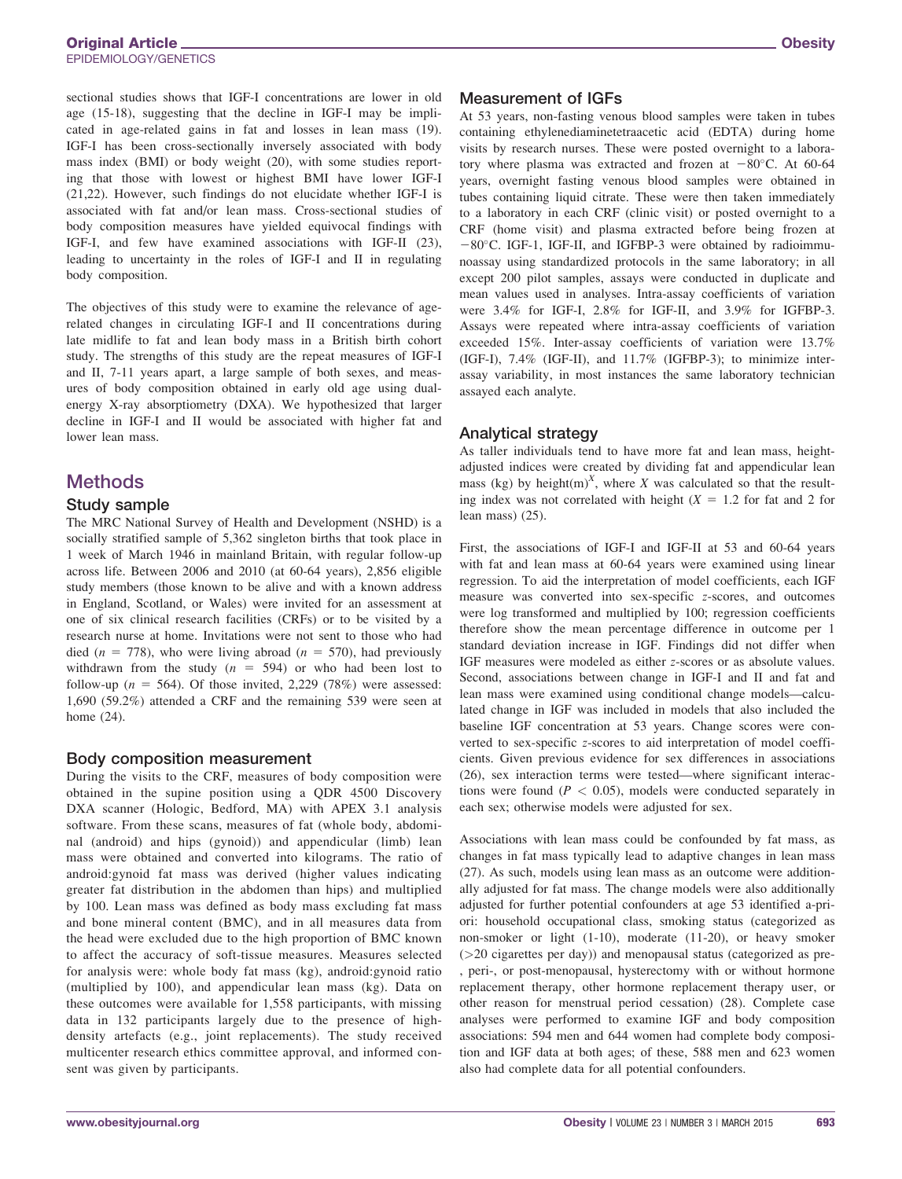sectional studies shows that IGF-I concentrations are lower in old age (15-18), suggesting that the decline in IGF-I may be implicated in age-related gains in fat and losses in lean mass (19). IGF-I has been cross-sectionally inversely associated with body mass index (BMI) or body weight (20), with some studies reporting that those with lowest or highest BMI have lower IGF-I (21,22). However, such findings do not elucidate whether IGF-I is associated with fat and/or lean mass. Cross-sectional studies of body composition measures have yielded equivocal findings with IGF-I, and few have examined associations with IGF-II (23), leading to uncertainty in the roles of IGF-I and II in regulating body composition.

The objectives of this study were to examine the relevance of age-related changes in circulating IGF-I and II concentrations during late midlife to fat and lean body mass in a British birth cohort study. The strengths of this study are the repeat measures of IGF-I and II, 7-11 years apart, a large sample of both sexes, and measures of body composition obtained in early old age using dual-energy X-ray absorptiometry (DXA). We hypothesized that larger decline in IGF-I and II would be associated with higher fat and lower lean mass.

## Methods

### Study sample

The MRC National Survey of Health and Development (NSHD) is a socially stratified sample of 5,362 singleton births that took place in 1 week of March 1946 in mainland Britain, with regular follow-up across life. Between 2006 and 2010 (at 60-64 years), 2,856 eligible study members (those known to be alive and with a known address in England, Scotland, or Wales) were invited for an assessment at one of six clinical research facilities (CRFs) or to be visited by a research nurse at home. Invitations were not sent to those who had died ($n$ = 778), who were living abroad ($n$ = 570), had previously withdrawn from the study ($n$ = 594) or who had been lost to follow-up ($n$ = 564). Of those invited, 2,229 (78%) were assessed: 1,690 (59.2%) attended a CRF and the remaining 539 were seen at home (24).

### Body composition measurement

During the visits to the CRF, measures of body composition were obtained in the supine position using a QDR 4500 Discovery DXA scanner (Hologic, Bedford, MA) with APEX 3.1 analysis software. From these scans, measures of fat (whole body, abdominal (android) and hips (gynoid)) and appendicular (limb) lean mass were obtained and converted into kilograms. The ratio of android:gynoid fat mass was derived (higher values indicating greater fat distribution in the abdomen than hips) and multiplied by 100. Lean mass was defined as body mass excluding fat mass and bone mineral content (BMC), and in all measures data from the head were excluded due to the high proportion of BMC known to affect the accuracy of soft-tissue measures. Measures selected for analysis were: whole body fat mass (kg), android:gynoid ratio (multiplied by 100), and appendicular lean mass (kg). Data on these outcomes were available for 1,558 participants, with missing data in 132 participants largely due to the presence of high-density artefacts (e.g., joint replacements). The study received multicenter research ethics committee approval, and informed consent was given by participants.

### Measurement of IGFs

At 53 years, non-fasting venous blood samples were taken in tubes containing ethylenediaminetetraacetic acid (EDTA) during home visits by research nurses. These were posted overnight to a laboratory where plasma was extracted and frozen at −80°C. At 60-64 years, overnight fasting venous blood samples were obtained in tubes containing liquid citrate. These were then taken immediately to a laboratory in each CRF (clinic visit) or posted overnight to a CRF (home visit) and plasma extracted before being frozen at −80°C. IGF-1, IGF-II, and IGFBP-3 were obtained by radioimmunoassay using standardized protocols in the same laboratory; in all except 200 pilot samples, assays were conducted in duplicate and mean values used in analyses. Intra-assay coefficients of variation were 3.4% for IGF-I, 2.8% for IGF-II, and 3.9% for IGFBP-3. Assays were repeated where intra-assay coefficients of variation exceeded 15%. Inter-assay coefficients of variation were 13.7% (IGF-I), 7.4% (IGF-II), and 11.7% (IGFBP-3); to minimize inter-assay variability, in most instances the same laboratory technician assayed each analyte.

### Analytical strategy

As taller individuals tend to have more fat and lean mass, height-adjusted indices were created by dividing fat and appendicular lean mass (kg) by height(m)$^X$, where $X$ was calculated so that the resulting index was not correlated with height ($X$ = 1.2 for fat and 2 for lean mass) (25).

First, the associations of IGF-I and IGF-II at 53 and 60-64 years with fat and lean mass at 60-64 years were examined using linear regression. To aid the interpretation of model coefficients, each IGF measure was converted into sex-specific $z$-scores, and outcomes were log transformed and multiplied by 100; regression coefficients therefore show the mean percentage difference in outcome per 1 standard deviation increase in IGF. Findings did not differ when IGF measures were modeled as either $z$-scores or as absolute values. Second, associations between change in IGF-I and II and fat and lean mass were examined using conditional change models—calculated change in IGF was included in models that also included the baseline IGF concentration at 53 years. Change scores were converted to sex-specific $z$-scores to aid interpretation of model coefficients. Given previous evidence for sex differences in associations (26), sex interaction terms were tested—where significant interactions were found ($P$ < 0.05), models were conducted separately in each sex; otherwise models were adjusted for sex.

Associations with lean mass could be confounded by fat mass, as changes in fat mass typically lead to adaptive changes in lean mass (27). As such, models using lean mass as an outcome were additionally adjusted for fat mass. The change models were also additionally adjusted for further potential confounders at age 53 identified a-priori: household occupational class, smoking status (categorized as non-smoker or light (1-10), moderate (11-20), or heavy smoker (>20 cigarettes per day)) and menopausal status (categorized as pre-, peri-, or post-menopausal, hysterectomy with or without hormone replacement therapy, other hormone replacement therapy user, or other reason for menstrual period cessation) (28). Complete case analyses were performed to examine IGF and body composition associations: 594 men and 644 women had complete body composition and IGF data at both ages; of these, 588 men and 623 women also had complete data for all potential confounders.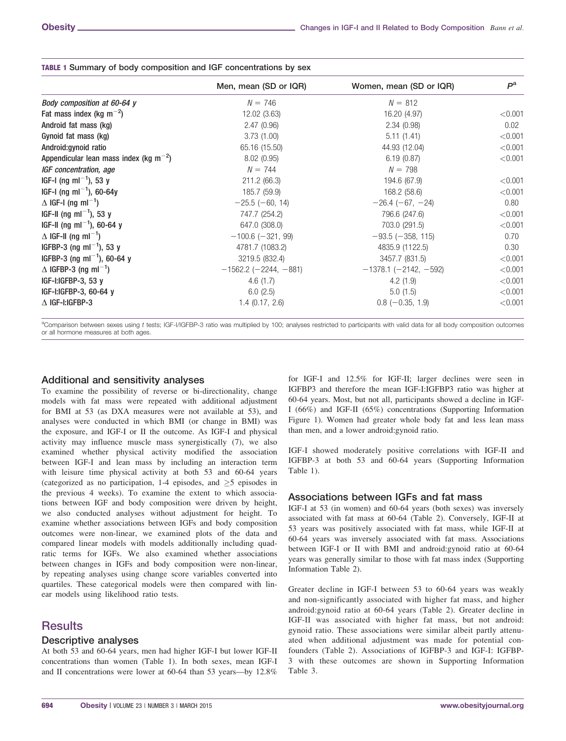**TABLE 1** Summary of body composition and IGF concentrations by sex

| | Men, mean (SD or IQR) | Women, mean (SD or IQR) | $P^a$ |
|---|---|---|---|
| *Body composition at 60-64 y* | $N = 746$ | $N = 812$ | |
| Fat mass index (kg $m^{-2}$) | 12.02 (3.63) | 16.20 (4.97) | <0.001 |
| Android fat mass (kg) | 2.47 (0.96) | 2.34 (0.98) | 0.02 |
| Gynoid fat mass (kg) | 3.73 (1.00) | 5.11 (1.41) | <0.001 |
| Android:gynoid ratio | 65.16 (15.50) | 44.93 (12.04) | <0.001 |
| Appendicular lean mass index (kg $m^{-2}$) | 8.02 (0.95) | 6.19 (0.87) | <0.001 |
| *IGF concentration, age* | $N = 744$ | $N = 798$ | |
| IGF-I (ng $ml^{-1}$), 53 y | 211.2 (66.3) | 194.6 (67.9) | <0.001 |
| IGF-I (ng $ml^{-1}$), 60-64y | 185.7 (59.9) | 168.2 (58.6) | <0.001 |
| Δ IGF-I (ng $ml^{-1}$) | −25.5 (−60, 14) | −26.4 (−67, −24) | 0.80 |
| IGF-II (ng $ml^{-1}$), 53 y | 747.7 (254.2) | 796.6 (247.6) | <0.001 |
| IGF-II (ng $ml^{-1}$), 60-64 y | 647.0 (308.0) | 703.0 (291.5) | <0.001 |
| Δ IGF-II (ng $ml^{-1}$) | −100.6 (−321, 99) | −93.5 (−358, 115) | 0.70 |
| IGFBP-3 (ng $ml^{-1}$), 53 y | 4781.7 (1083.2) | 4835.9 (1122.5) | 0.30 |
| IGFBP-3 (ng $ml^{-1}$), 60-64 y | 3219.5 (832.4) | 3457.7 (831.5) | <0.001 |
| Δ IGFBP-3 (ng $ml^{-1}$) | −1562.2 (−2244, −881) | −1378.1 (−2142, −592) | <0.001 |
| IGF-I:IGFBP-3, 53 y | 4.6 (1.7) | 4.2 (1.9) | <0.001 |
| IGF-I:IGFBP-3, 60-64 y | 6.0 (2.5) | 5.0 (1.5) | <0.001 |
| Δ IGF-I:IGFBP-3 | 1.4 (0.17, 2.6) | 0.8 (−0.35, 1.9) | <0.001 |

[a]Comparison between sexes using *t* tests; IGF-I/IGFBP-3 ratio was multiplied by 100; analyses restricted to participants with valid data for all body composition outcomes or all hormone measures at both ages.

## Additional and sensitivity analyses

To examine the possibility of reverse or bi-directionality, change models with fat mass were repeated with additional adjustment for BMI at 53 (as DXA measures were not available at 53), and analyses were conducted in which BMI (or change in BMI) was the exposure, and IGF-I or II the outcome. As IGF-I and physical activity may influence muscle mass synergistically (7), we also examined whether physical activity modified the association between IGF-I and lean mass by including an interaction term with leisure time physical activity at both 53 and 60-64 years (categorized as no participation, 1-4 episodes, and ≥5 episodes in the previous 4 weeks). To examine the extent to which associations between IGF and body composition were driven by height, we also conducted analyses without adjustment for height. To examine whether associations between IGFs and body composition outcomes were non-linear, we examined plots of the data and compared linear models with models additionally including quadratic terms for IGFs. We also examined whether associations between changes in IGFs and body composition were non-linear, by repeating analyses using change score variables converted into quartiles. These categorical models were then compared with linear models using likelihood ratio tests.

# Results

## Descriptive analyses

At both 53 and 60-64 years, men had higher IGF-I but lower IGF-II concentrations than women (Table 1). In both sexes, mean IGF-I and II concentrations were lower at 60-64 than 53 years—by 12.8% for IGF-I and 12.5% for IGF-II; larger declines were seen in IGFBP3 and therefore the mean IGF-I:IGFBP3 ratio was higher at 60-64 years. Most, but not all, participants showed a decline in IGF-I (66%) and IGF-II (65%) concentrations (Supporting Information Figure 1). Women had greater whole body fat and less lean mass than men, and a lower android:gynoid ratio.

IGF-I showed moderately positive correlations with IGF-II and IGFBP-3 at both 53 and 60-64 years (Supporting Information Table 1).

## Associations between IGFs and fat mass

IGF-I at 53 (in women) and 60-64 years (both sexes) was inversely associated with fat mass at 60-64 (Table 2). Conversely, IGF-II at 53 years was positively associated with fat mass, while IGF-II at 60-64 years was inversely associated with fat mass. Associations between IGF-I or II with BMI and android:gynoid ratio at 60-64 years was generally similar to those with fat mass index (Supporting Information Table 2).

Greater decline in IGF-I between 53 to 60-64 years was weakly and non-significantly associated with higher fat mass, and higher android:gynoid ratio at 60-64 years (Table 2). Greater decline in IGF-II was associated with higher fat mass, but not android: gynoid ratio. These associations were similar albeit partly attenuated when additional adjustment was made for potential confounders (Table 2). Associations of IGFBP-3 and IGF-I: IGFBP-3 with these outcomes are shown in Supporting Information Table 3.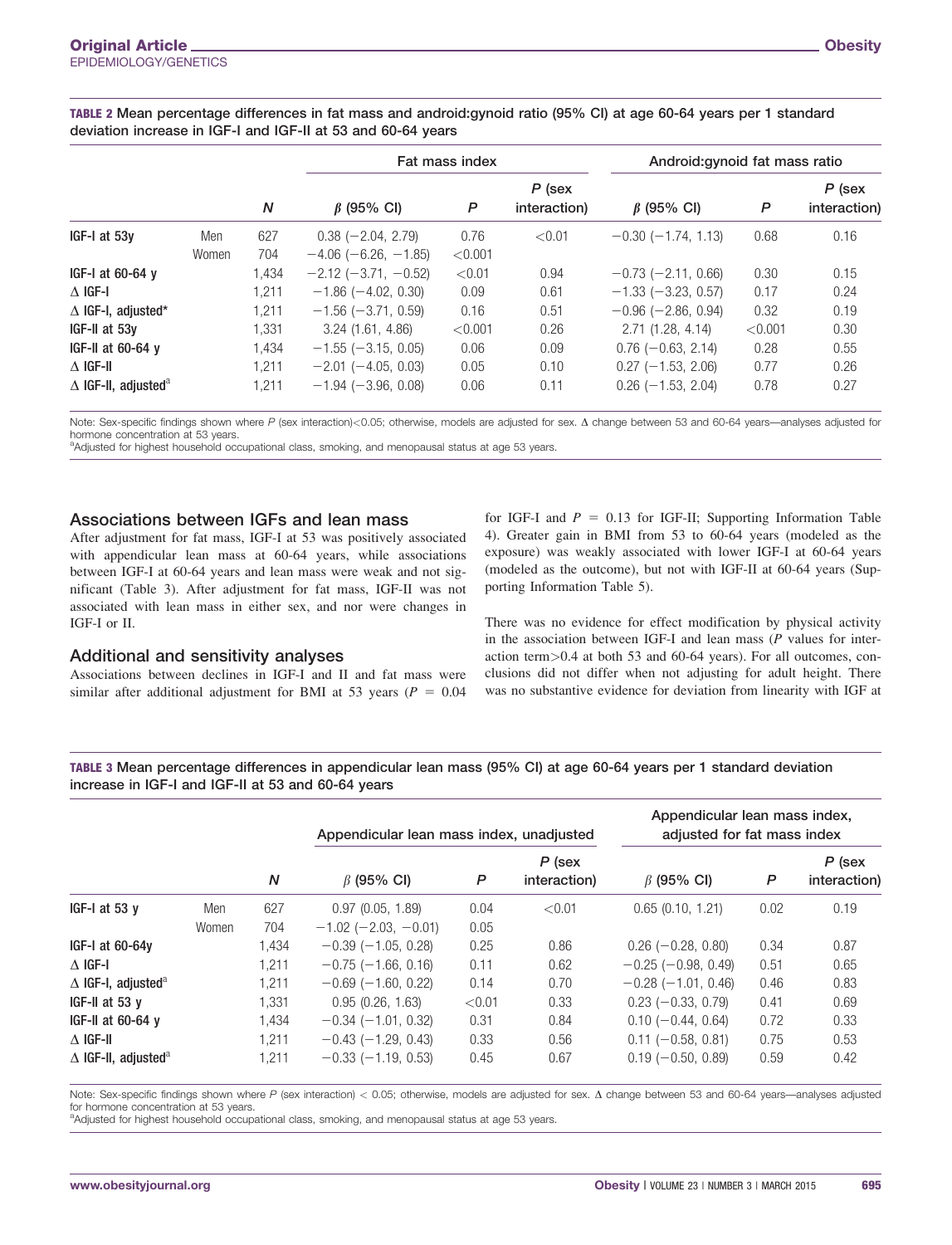**TABLE 2** Mean percentage differences in fat mass and android:gynoid ratio (95% CI) at age 60-64 years per 1 standard deviation increase in IGF-I and IGF-II at 53 and 60-64 years

| | | | Fat mass index | | | Android:gynoid fat mass ratio | | |
|---|---|---|---|---|---|---|---|---|
| | | *N* | *β* (95% CI) | *P* | *P* (sex interaction) | *β* (95% CI) | *P* | *P* (sex interaction) |
| **IGF-I at 53y** | Men | 627 | 0.38 (−2.04, 2.79) | 0.76 | <0.01 | −0.30 (−1.74, 1.13) | 0.68 | 0.16 |
| | Women | 704 | −4.06 (−6.26, −1.85) | <0.001 | | | | |
| **IGF-I at 60-64 y** | | 1,434 | −2.12 (−3.71, −0.52) | <0.01 | 0.94 | −0.73 (−2.11, 0.66) | 0.30 | 0.15 |
| **Δ IGF-I** | | 1,211 | −1.86 (−4.02, 0.30) | 0.09 | 0.61 | −1.33 (−3.23, 0.57) | 0.17 | 0.24 |
| **Δ IGF-I, adjusted*** | | 1,211 | −1.56 (−3.71, 0.59) | 0.16 | 0.51 | −0.96 (−2.86, 0.94) | 0.32 | 0.19 |
| **IGF-II at 53y** | | 1,331 | 3.24 (1.61, 4.86) | <0.001 | 0.26 | 2.71 (1.28, 4.14) | <0.001 | 0.30 |
| **IGF-II at 60-64 y** | | 1,434 | −1.55 (−3.15, 0.05) | 0.06 | 0.09 | 0.76 (−0.63, 2.14) | 0.28 | 0.55 |
| **Δ IGF-II** | | 1,211 | −2.01 (−4.05, 0.03) | 0.05 | 0.10 | 0.27 (−1.53, 2.06) | 0.77 | 0.26 |
| **Δ IGF-II, adjusted**[a] | | 1,211 | −1.94 (−3.96, 0.08) | 0.06 | 0.11 | 0.26 (−1.53, 2.04) | 0.78 | 0.27 |

Note: Sex-specific findings shown where *P* (sex interaction)<0.05; otherwise, models are adjusted for sex. Δ change between 53 and 60-64 years—analyses adjusted for hormone concentration at 53 years.
[a]Adjusted for highest household occupational class, smoking, and menopausal status at age 53 years.

## Associations between IGFs and lean mass

After adjustment for fat mass, IGF-I at 53 was positively associated with appendicular lean mass at 60-64 years, while associations between IGF-I at 60-64 years and lean mass were weak and not significant (Table 3). After adjustment for fat mass, IGF-II was not associated with lean mass in either sex, and nor were changes in IGF-I or II.

## Additional and sensitivity analyses

Associations between declines in IGF-I and II and fat mass were similar after additional adjustment for BMI at 53 years ($P = 0.04$ for IGF-I and $P = 0.13$ for IGF-II; Supporting Information Table 4). Greater gain in BMI from 53 to 60-64 years (modeled as the exposure) was weakly associated with lower IGF-I at 60-64 years (modeled as the outcome), but not with IGF-II at 60-64 years (Supporting Information Table 5).

There was no evidence for effect modification by physical activity in the association between IGF-I and lean mass (*P* values for interaction term>0.4 at both 53 and 60-64 years). For all outcomes, conclusions did not differ when not adjusting for adult height. There was no substantive evidence for deviation from linearity with IGF at

**TABLE 3** Mean percentage differences in appendicular lean mass (95% CI) at age 60-64 years per 1 standard deviation increase in IGF-I and IGF-II at 53 and 60-64 years

| | | | Appendicular lean mass index, unadjusted | | | Appendicular lean mass index, adjusted for fat mass index | | |
|---|---|---|---|---|---|---|---|---|
| | | *N* | *β* (95% CI) | *P* | *P* (sex interaction) | *β* (95% CI) | *P* | *P* (sex interaction) |
| **IGF-I at 53 y** | Men | 627 | 0.97 (0.05, 1.89) | 0.04 | <0.01 | 0.65 (0.10, 1.21) | 0.02 | 0.19 |
| | Women | 704 | −1.02 (−2.03, −0.01) | 0.05 | | | | |
| **IGF-I at 60-64y** | | 1,434 | −0.39 (−1.05, 0.28) | 0.25 | 0.86 | 0.26 (−0.28, 0.80) | 0.34 | 0.87 |
| **Δ IGF-I** | | 1,211 | −0.75 (−1.66, 0.16) | 0.11 | 0.62 | −0.25 (−0.98, 0.49) | 0.51 | 0.65 |
| **Δ IGF-I, adjusted**[a] | | 1,211 | −0.69 (−1.60, 0.22) | 0.14 | 0.70 | −0.28 (−1.01, 0.46) | 0.46 | 0.83 |
| **IGF-II at 53 y** | | 1,331 | 0.95 (0.26, 1.63) | <0.01 | 0.33 | 0.23 (−0.33, 0.79) | 0.41 | 0.69 |
| **IGF-II at 60-64 y** | | 1,434 | −0.34 (−1.01, 0.32) | 0.31 | 0.84 | 0.10 (−0.44, 0.64) | 0.72 | 0.33 |
| **Δ IGF-II** | | 1,211 | −0.43 (−1.29, 0.43) | 0.33 | 0.56 | 0.11 (−0.58, 0.81) | 0.75 | 0.53 |
| **Δ IGF-II, adjusted**[a] | | 1,211 | −0.33 (−1.19, 0.53) | 0.45 | 0.67 | 0.19 (−0.50, 0.89) | 0.59 | 0.42 |

Note: Sex-specific findings shown where *P* (sex interaction) < 0.05; otherwise, models are adjusted for sex. Δ change between 53 and 60-64 years—analyses adjusted for hormone concentration at 53 years.
[a]Adjusted for highest household occupational class, smoking, and menopausal status at age 53 years.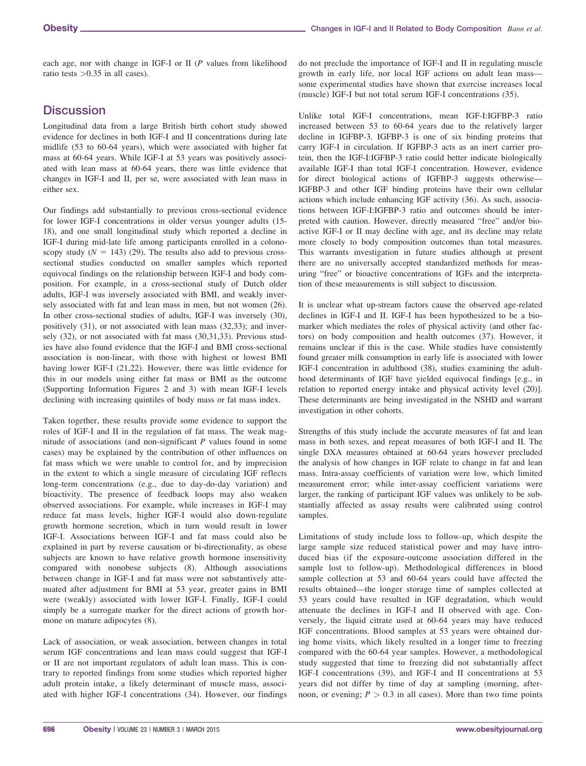each age, nor with change in IGF-I or II ($P$ values from likelihood ratio tests $>0.35$ in all cases).

## Discussion

Longitudinal data from a large British birth cohort study showed evidence for declines in both IGF-I and II concentrations during late midlife (53 to 60-64 years), which were associated with higher fat mass at 60-64 years. While IGF-I at 53 years was positively associated with lean mass at 60-64 years, there was little evidence that changes in IGF-I and II, per se, were associated with lean mass in either sex.

Our findings add substantially to previous cross-sectional evidence for lower IGF-I concentrations in older versus younger adults (15-18), and one small longitudinal study which reported a decline in IGF-I during mid-late life among participants enrolled in a colonoscopy study ($N = 143$) (29). The results also add to previous cross-sectional studies conducted on smaller samples which reported equivocal findings on the relationship between IGF-I and body composition. For example, in a cross-sectional study of Dutch older adults, IGF-I was inversely associated with BMI, and weakly inversely associated with fat and lean mass in men, but not women (26). In other cross-sectional studies of adults, IGF-I was inversely (30), positively (31), or not associated with lean mass (32,33); and inversely (32), or not associated with fat mass (30,31,33). Previous studies have also found evidence that the IGF-I and BMI cross-sectional association is non-linear, with those with highest or lowest BMI having lower IGF-I (21,22). However, there was little evidence for this in our models using either fat mass or BMI as the outcome (Supporting Information Figures 2 and 3) with mean IGF-I levels declining with increasing quintiles of body mass or fat mass index.

Taken together, these results provide some evidence to support the roles of IGF-I and II in the regulation of fat mass. The weak magnitude of associations (and non-significant $P$ values found in some cases) may be explained by the contribution of other influences on fat mass which we were unable to control for, and by imprecision in the extent to which a single measure of circulating IGF reflects long-term concentrations (e.g., due to day-do-day variation) and bioactivity. The presence of feedback loops may also weaken observed associations. For example, while increases in IGF-I may reduce fat mass levels, higher IGF-I would also down-regulate growth hormone secretion, which in turn would result in lower IGF-I. Associations between IGF-I and fat mass could also be explained in part by reverse causation or bi-directionality, as obese subjects are known to have relative growth hormone insensitivity compared with nonobese subjects (8). Although associations between change in IGF-I and fat mass were not substantively attenuated after adjustment for BMI at 53 year, greater gains in BMI were (weakly) associated with lower IGF-I. Finally, IGF-I could simply be a surrogate marker for the direct actions of growth hormone on mature adipocytes (8).

Lack of association, or weak association, between changes in total serum IGF concentrations and lean mass could suggest that IGF-I or II are not important regulators of adult lean mass. This is contrary to reported findings from some studies which reported higher adult protein intake, a likely determinant of muscle mass, associated with higher IGF-I concentrations (34). However, our findings do not preclude the importance of IGF-I and II in regulating muscle growth in early life, nor local IGF actions on adult lean mass—some experimental studies have shown that exercise increases local (muscle) IGF-I but not total serum IGF-I concentrations (35).

Unlike total IGF-I concentrations, mean IGF-I:IGFBP-3 ratio increased between 53 to 60-64 years due to the relatively larger decline in IGFBP-3. IGFBP-3 is one of six binding proteins that carry IGF-I in circulation. If IGFBP-3 acts as an inert carrier protein, then the IGF-I:IGFBP-3 ratio could better indicate biologically available IGF-I than total IGF-I concentration. However, evidence for direct biological actions of IGFBP-3 suggests otherwise—IGFBP-3 and other IGF binding proteins have their own cellular actions which include enhancing IGF activity (36). As such, associations between IGF-I:IGFBP-3 ratio and outcomes should be interpreted with caution. However, directly measured "free" and/or bioactive IGF-I or II may decline with age, and its decline may relate more closely to body composition outcomes than total measures. This warrants investigation in future studies although at present there are no universally accepted standardized methods for measuring "free" or bioactive concentrations of IGFs and the interpretation of these measurements is still subject to discussion.

It is unclear what up-stream factors cause the observed age-related declines in IGF-I and II. IGF-I has been hypothesized to be a biomarker which mediates the roles of physical activity (and other factors) on body composition and health outcomes (37). However, it remains unclear if this is the case. While studies have consistently found greater milk consumption in early life is associated with lower IGF-I concentration in adulthood (38), studies examining the adulthood determinants of IGF have yielded equivocal findings [e.g., in relation to reported energy intake and physical activity level (20)]. These determinants are being investigated in the NSHD and warrant investigation in other cohorts.

Strengths of this study include the accurate measures of fat and lean mass in both sexes, and repeat measures of both IGF-I and II. The single DXA measures obtained at 60-64 years however precluded the analysis of how changes in IGF relate to change in fat and lean mass. Intra-assay coefficients of variation were low, which limited measurement error; while inter-assay coefficient variations were larger, the ranking of participant IGF values was unlikely to be substantially affected as assay results were calibrated using control samples.

Limitations of study include loss to follow-up, which despite the large sample size reduced statistical power and may have introduced bias (if the exposure-outcome association differed in the sample lost to follow-up). Methodological differences in blood sample collection at 53 and 60-64 years could have affected the results obtained—the longer storage time of samples collected at 53 years could have resulted in IGF degradation, which would attenuate the declines in IGF-I and II observed with age. Conversely, the liquid citrate used at 60-64 years may have reduced IGF concentrations. Blood samples at 53 years were obtained during home visits, which likely resulted in a longer time to freezing compared with the 60-64 year samples. However, a methodological study suggested that time to freezing did not substantially affect IGF-I concentrations (39), and IGF-I and II concentrations at 53 years did not differ by time of day at sampling (morning, afternoon, or evening; $P > 0.3$ in all cases). More than two time points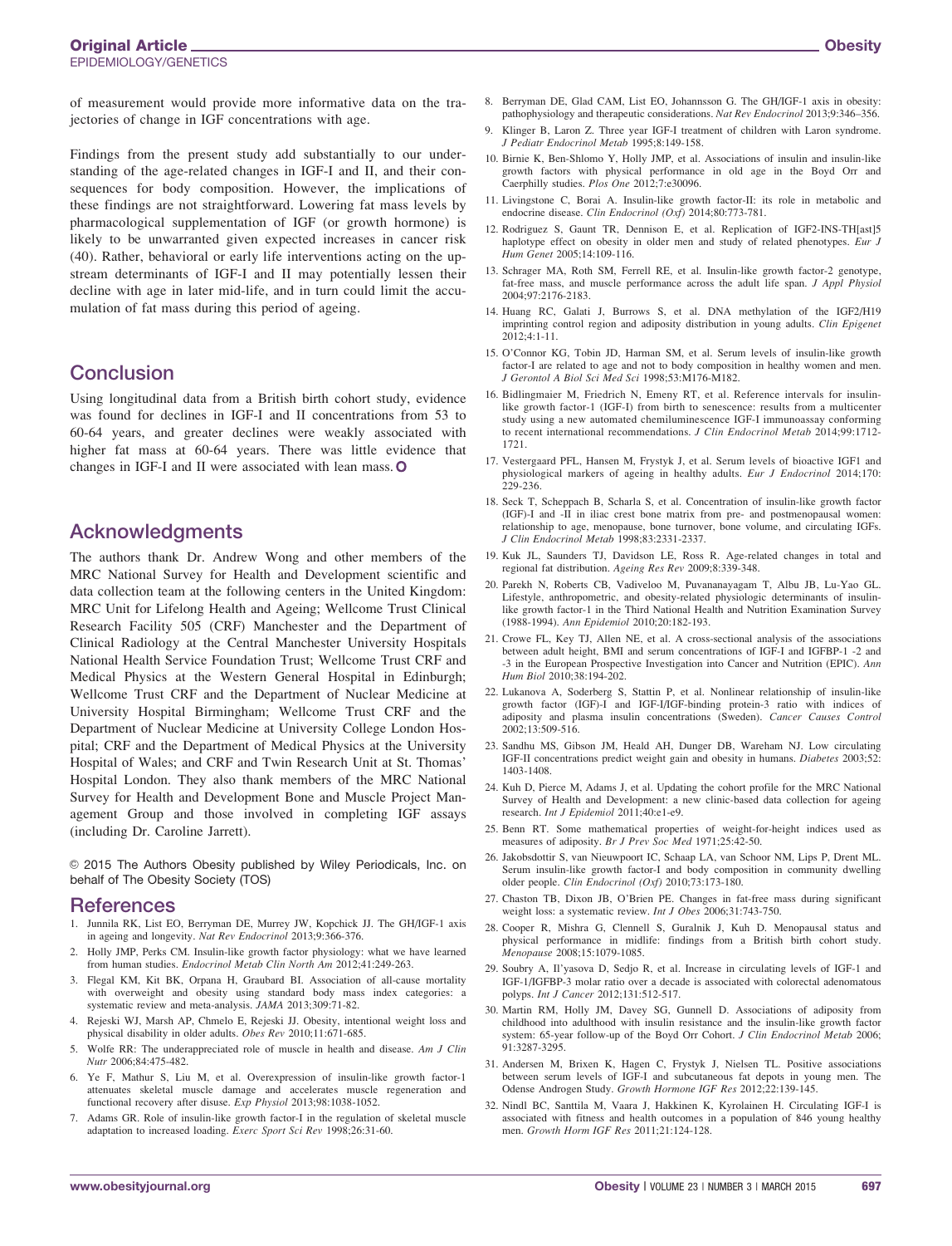of measurement would provide more informative data on the trajectories of change in IGF concentrations with age.

Findings from the present study add substantially to our understanding of the age-related changes in IGF-I and II, and their consequences for body composition. However, the implications of these findings are not straightforward. Lowering fat mass levels by pharmacological supplementation of IGF (or growth hormone) is likely to be unwarranted given expected increases in cancer risk (40). Rather, behavioral or early life interventions acting on the upstream determinants of IGF-I and II may potentially lessen their decline with age in later mid-life, and in turn could limit the accumulation of fat mass during this period of ageing.

## Conclusion

Using longitudinal data from a British birth cohort study, evidence was found for declines in IGF-I and II concentrations from 53 to 60-64 years, and greater declines were weakly associated with higher fat mass at 60-64 years. There was little evidence that changes in IGF-I and II were associated with lean mass. **O**

## Acknowledgments

The authors thank Dr. Andrew Wong and other members of the MRC National Survey for Health and Development scientific and data collection team at the following centers in the United Kingdom: MRC Unit for Lifelong Health and Ageing; Wellcome Trust Clinical Research Facility 505 (CRF) Manchester and the Department of Clinical Radiology at the Central Manchester University Hospitals National Health Service Foundation Trust; Wellcome Trust CRF and Medical Physics at the Western General Hospital in Edinburgh; Wellcome Trust CRF and the Department of Nuclear Medicine at University Hospital Birmingham; Wellcome Trust CRF and the Department of Nuclear Medicine at University College London Hospital; CRF and the Department of Medical Physics at the University Hospital of Wales; and CRF and Twin Research Unit at St. Thomas' Hospital London. They also thank members of the MRC National Survey for Health and Development Bone and Muscle Project Management Group and those involved in completing IGF assays (including Dr. Caroline Jarrett).

© 2015 The Authors Obesity published by Wiley Periodicals, Inc. on behalf of The Obesity Society (TOS)

## References

1. Junnila RK, List EO, Berryman DE, Murrey JW, Kopchick JJ. The GH/IGF-1 axis in ageing and longevity. *Nat Rev Endocrinol* 2013;9:366-376.
2. Holly JMP, Perks CM. Insulin-like growth factor physiology: what we have learned from human studies. *Endocrinol Metab Clin North Am* 2012;41:249-263.
3. Flegal KM, Kit BK, Orpana H, Graubard BI. Association of all-cause mortality with overweight and obesity using standard body mass index categories: a systematic review and meta-analysis. *JAMA* 2013;309:71-82.
4. Rejeski WJ, Marsh AP, Chmelo E, Rejeski JJ. Obesity, intentional weight loss and physical disability in older adults. *Obes Rev* 2010;11:671-685.
5. Wolfe RR: The underappreciated role of muscle in health and disease. *Am J Clin Nutr* 2006;84:475-482.
6. Ye F, Mathur S, Liu M, et al. Overexpression of insulin-like growth factor-1 attenuates skeletal muscle damage and accelerates muscle regeneration and functional recovery after disuse. *Exp Physiol* 2013;98:1038-1052.
7. Adams GR. Role of insulin-like growth factor-I in the regulation of skeletal muscle adaptation to increased loading. *Exerc Sport Sci Rev* 1998;26:31-60.
8. Berryman DE, Glad CAM, List EO, Johannsson G. The GH/IGF-1 axis in obesity: pathophysiology and therapeutic considerations. *Nat Rev Endocrinol* 2013;9:346–356.
9. Klinger B, Laron Z. Three year IGF-I treatment of children with Laron syndrome. *J Pediatr Endocrinol Metab* 1995;8:149-158.
10. Birnie K, Ben-Shlomo Y, Holly JMP, et al. Associations of insulin and insulin-like growth factors with physical performance in old age in the Boyd Orr and Caerphilly studies. *Plos One* 2012;7:e30096.
11. Livingstone C, Borai A. Insulin-like growth factor-II: its role in metabolic and endocrine disease. *Clin Endocrinol (Oxf)* 2014;80:773-781.
12. Rodriguez S, Gaunt TR, Dennison E, et al. Replication of IGF2-INS-TH[ast]5 haplotype effect on obesity in older men and study of related phenotypes. *Eur J Hum Genet* 2005;14:109-116.
13. Schrager MA, Roth SM, Ferrell RE, et al. Insulin-like growth factor-2 genotype, fat-free mass, and muscle performance across the adult life span. *J Appl Physiol* 2004;97:2176-2183.
14. Huang RC, Galati J, Burrows S, et al. DNA methylation of the IGF2/H19 imprinting control region and adiposity distribution in young adults. *Clin Epigenet* 2012;4:1-11.
15. O'Connor KG, Tobin JD, Harman SM, et al. Serum levels of insulin-like growth factor-I are related to age and not to body composition in healthy women and men. *J Gerontol A Biol Sci Med Sci* 1998;53:M176-M182.
16. Bidlingmaier M, Friedrich N, Emeny RT, et al. Reference intervals for insulin-like growth factor-1 (IGF-I) from birth to senescence: results from a multicenter study using a new automated chemiluminescence IGF-I immunoassay conforming to recent international recommendations. *J Clin Endocrinol Metab* 2014;99:1712-1721.
17. Vestergaard PFL, Hansen M, Frystyk J, et al. Serum levels of bioactive IGF1 and physiological markers of ageing in healthy adults. *Eur J Endocrinol* 2014;170: 229-236.
18. Seck T, Scheppach B, Scharla S, et al. Concentration of insulin-like growth factor (IGF)-I and -II in iliac crest bone matrix from pre- and postmenopausal women: relationship to age, menopause, bone turnover, bone volume, and circulating IGFs. *J Clin Endocrinol Metab* 1998;83:2331-2337.
19. Kuk JL, Saunders TJ, Davidson LE, Ross R. Age-related changes in total and regional fat distribution. *Ageing Res Rev* 2009;8:339-348.
20. Parekh N, Roberts CB, Vadiveloo M, Puvananayagam T, Albu JB, Lu-Yao GL. Lifestyle, anthropometric, and obesity-related physiologic determinants of insulin-like growth factor-1 in the Third National Health and Nutrition Examination Survey (1988-1994). *Ann Epidemiol* 2010;20:182-193.
21. Crowe FL, Key TJ, Allen NE, et al. A cross-sectional analysis of the associations between adult height, BMI and serum concentrations of IGF-I and IGFBP-1 -2 and -3 in the European Prospective Investigation into Cancer and Nutrition (EPIC). *Ann Hum Biol* 2010;38:194-202.
22. Lukanova A, Soderberg S, Stattin P, et al. Nonlinear relationship of insulin-like growth factor (IGF)-I and IGF-I/IGF-binding protein-3 ratio with indices of adiposity and plasma insulin concentrations (Sweden). *Cancer Causes Control* 2002;13:509-516.
23. Sandhu MS, Gibson JM, Heald AH, Dunger DB, Wareham NJ. Low circulating IGF-II concentrations predict weight gain and obesity in humans. *Diabetes* 2003;52: 1403-1408.
24. Kuh D, Pierce M, Adams J, et al. Updating the cohort profile for the MRC National Survey of Health and Development: a new clinic-based data collection for ageing research. *Int J Epidemiol* 2011;40:e1-e9.
25. Benn RT. Some mathematical properties of weight-for-height indices used as measures of adiposity. *Br J Prev Soc Med* 1971;25:42-50.
26. Jakobsdottir S, van Nieuwpoort IC, Schaap LA, van Schoor NM, Lips P, Drent ML. Serum insulin-like growth factor-I and body composition in community dwelling older people. *Clin Endocrinol (Oxf)* 2010;73:173-180.
27. Chaston TB, Dixon JB, O'Brien PE. Changes in fat-free mass during significant weight loss: a systematic review. *Int J Obes* 2006;31:743-750.
28. Cooper R, Mishra G, Clennell S, Guralnik J, Kuh D. Menopausal status and physical performance in midlife: findings from a British birth cohort study. *Menopause* 2008;15:1079-1085.
29. Soubry A, Il'yasova D, Sedjo R, et al. Increase in circulating levels of IGF-1 and IGF-1/IGFBP-3 molar ratio over a decade is associated with colorectal adenomatous polyps. *Int J Cancer* 2012;131:512-517.
30. Martin RM, Holly JM, Davey SG, Gunnell D. Associations of adiposity from childhood into adulthood with insulin resistance and the insulin-like growth factor system: 65-year follow-up of the Boyd Orr Cohort. *J Clin Endocrinol Metab* 2006; 91:3287-3295.
31. Andersen M, Brixen K, Hagen C, Frystyk J, Nielsen TL. Positive associations between serum levels of IGF-I and subcutaneous fat depots in young men. The Odense Androgen Study. *Growth Hormone IGF Res* 2012;22:139-145.
32. Nindl BC, Santtila M, Vaara J, Hakkinen K, Kyrolainen H. Circulating IGF-I is associated with fitness and health outcomes in a population of 846 young healthy men. *Growth Horm IGF Res* 2011;21:124-128.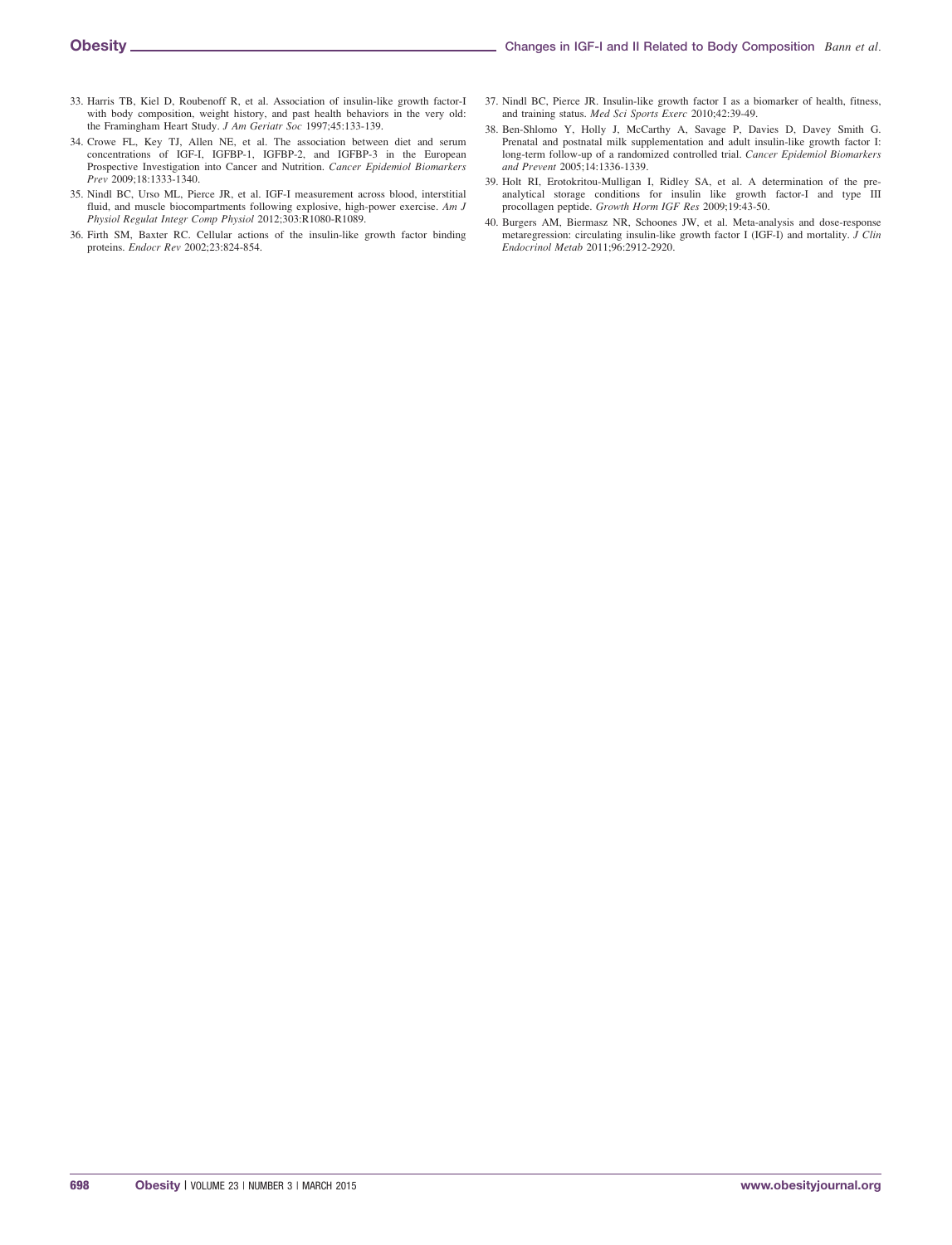33. Harris TB, Kiel D, Roubenoff R, et al. Association of insulin-like growth factor-I with body composition, weight history, and past health behaviors in the very old: the Framingham Heart Study. *J Am Geriatr Soc* 1997;45:133-139.
34. Crowe FL, Key TJ, Allen NE, et al. The association between diet and serum concentrations of IGF-I, IGFBP-1, IGFBP-2, and IGFBP-3 in the European Prospective Investigation into Cancer and Nutrition. *Cancer Epidemiol Biomarkers Prev* 2009;18:1333-1340.
35. Nindl BC, Urso ML, Pierce JR, et al. IGF-I measurement across blood, interstitial fluid, and muscle biocompartments following explosive, high-power exercise. *Am J Physiol Regulat Integr Comp Physiol* 2012;303:R1080-R1089.
36. Firth SM, Baxter RC. Cellular actions of the insulin-like growth factor binding proteins. *Endocr Rev* 2002;23:824-854.
37. Nindl BC, Pierce JR. Insulin-like growth factor I as a biomarker of health, fitness, and training status. *Med Sci Sports Exerc* 2010;42:39-49.
38. Ben-Shlomo Y, Holly J, McCarthy A, Savage P, Davies D, Davey Smith G. Prenatal and postnatal milk supplementation and adult insulin-like growth factor I: long-term follow-up of a randomized controlled trial. *Cancer Epidemiol Biomarkers and Prevent* 2005;14:1336-1339.
39. Holt RI, Erotokritou-Mulligan I, Ridley SA, et al. A determination of the pre-analytical storage conditions for insulin like growth factor-I and type III procollagen peptide. *Growth Horm IGF Res* 2009;19:43-50.
40. Burgers AM, Biermasz NR, Schoones JW, et al. Meta-analysis and dose-response metaregression: circulating insulin-like growth factor I (IGF-I) and mortality. *J Clin Endocrinol Metab* 2011;96:2912-2920.